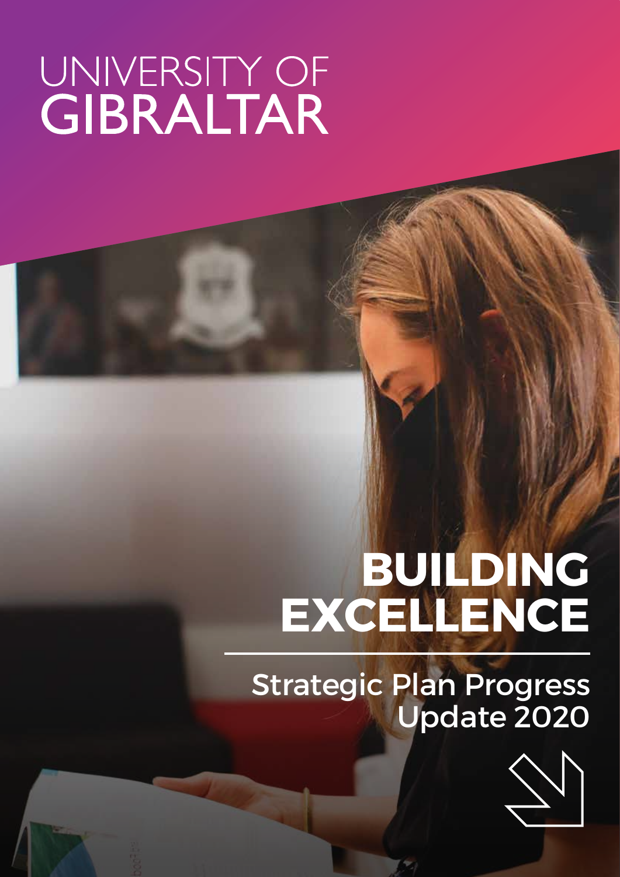UNIVERSITY OF
# GIBRALTAR

# BUILDING EXCELLENCE

## Strategic Plan Progress Update 2020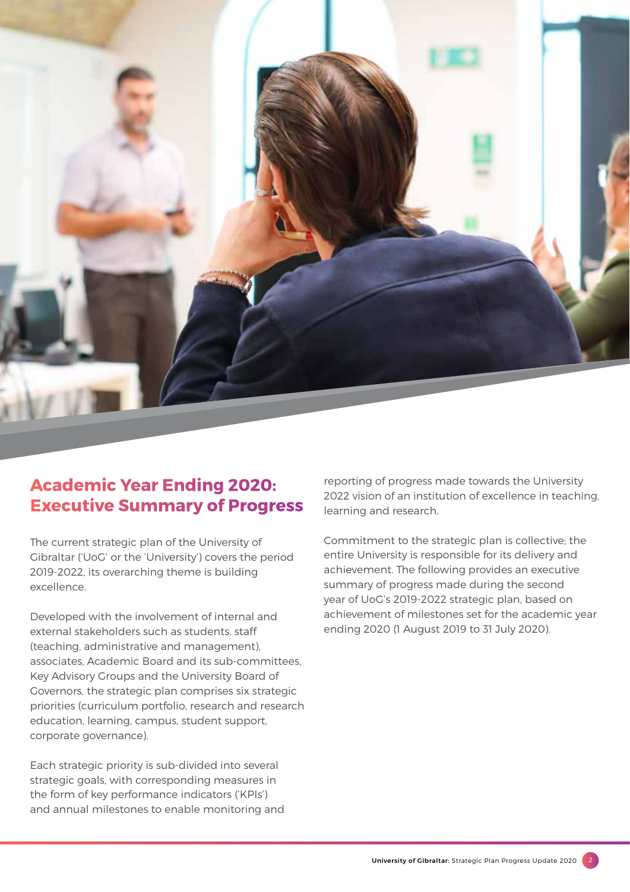## Academic Year Ending 2020: Executive Summary of Progress

The current strategic plan of the University of Gibraltar ('UoG' or the 'University') covers the period 2019-2022, its overarching theme is building excellence.

Developed with the involvement of internal and external stakeholders such as students, staff (teaching, administrative and management), associates, Academic Board and its sub-committees, Key Advisory Groups and the University Board of Governors, the strategic plan comprises six strategic priorities (curriculum portfolio, research and research education, learning, campus, student support, corporate governance).

Each strategic priority is sub-divided into several strategic goals, with corresponding measures in the form of key performance indicators ('KPIs') and annual milestones to enable monitoring and reporting of progress made towards the University 2022 vision of an institution of excellence in teaching, learning and research.

Commitment to the strategic plan is collective; the entire University is responsible for its delivery and achievement. The following provides an executive summary of progress made during the second year of UoG's 2019-2022 strategic plan, based on achievement of milestones set for the academic year ending 2020 (1 August 2019 to 31 July 2020).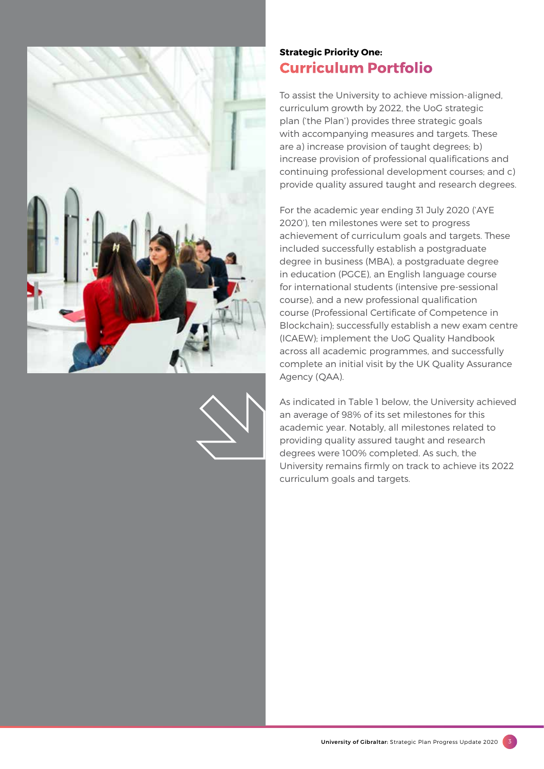**Strategic Priority One:**

## Curriculum Portfolio

To assist the University to achieve mission-aligned, curriculum growth by 2022, the UoG strategic plan ('the Plan') provides three strategic goals with accompanying measures and targets. These are a) increase provision of taught degrees; b) increase provision of professional qualifications and continuing professional development courses; and c) provide quality assured taught and research degrees.

For the academic year ending 31 July 2020 ('AYE 2020'), ten milestones were set to progress achievement of curriculum goals and targets. These included successfully establish a postgraduate degree in business (MBA), a postgraduate degree in education (PGCE), an English language course for international students (intensive pre-sessional course), and a new professional qualification course (Professional Certificate of Competence in Blockchain); successfully establish a new exam centre (ICAEW); implement the UoG Quality Handbook across all academic programmes, and successfully complete an initial visit by the UK Quality Assurance Agency (QAA).

As indicated in Table 1 below, the University achieved an average of 98% of its set milestones for this academic year. Notably, all milestones related to providing quality assured taught and research degrees were 100% completed. As such, the University remains firmly on track to achieve its 2022 curriculum goals and targets.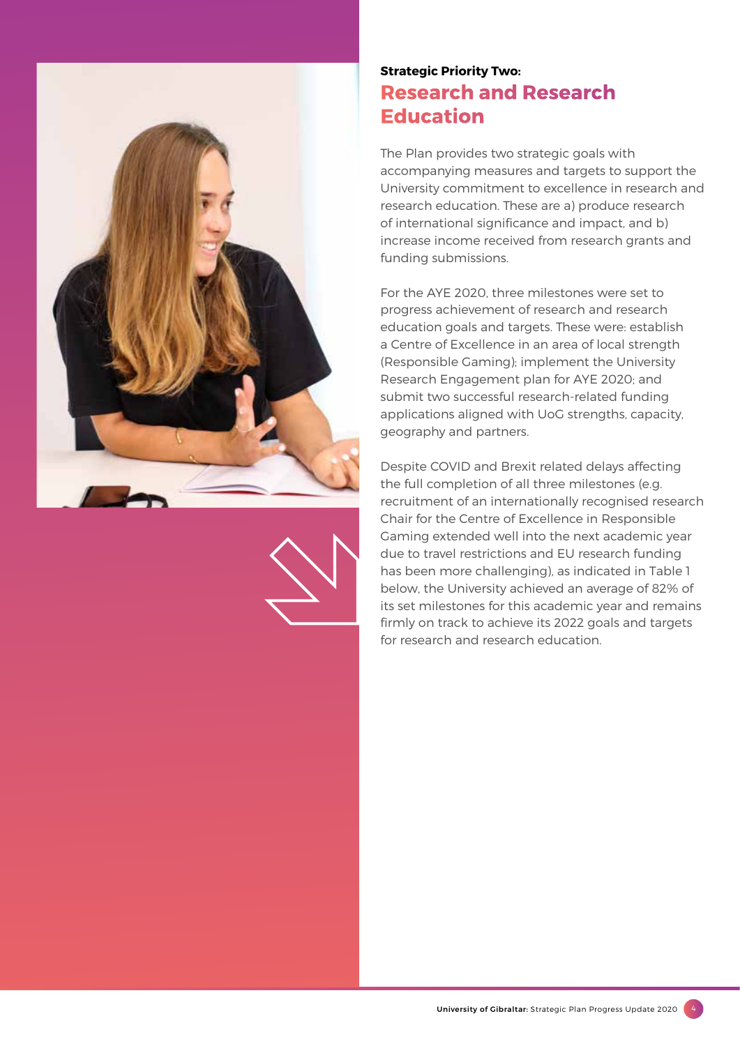**Strategic Priority Two:**

## Research and Research Education

The Plan provides two strategic goals with accompanying measures and targets to support the University commitment to excellence in research and research education. These are a) produce research of international significance and impact, and b) increase income received from research grants and funding submissions.

For the AYE 2020, three milestones were set to progress achievement of research and research education goals and targets. These were: establish a Centre of Excellence in an area of local strength (Responsible Gaming); implement the University Research Engagement plan for AYE 2020; and submit two successful research-related funding applications aligned with UoG strengths, capacity, geography and partners.

Despite COVID and Brexit related delays affecting the full completion of all three milestones (e.g. recruitment of an internationally recognised research Chair for the Centre of Excellence in Responsible Gaming extended well into the next academic year due to travel restrictions and EU research funding has been more challenging), as indicated in Table 1 below, the University achieved an average of 82% of its set milestones for this academic year and remains firmly on track to achieve its 2022 goals and targets for research and research education.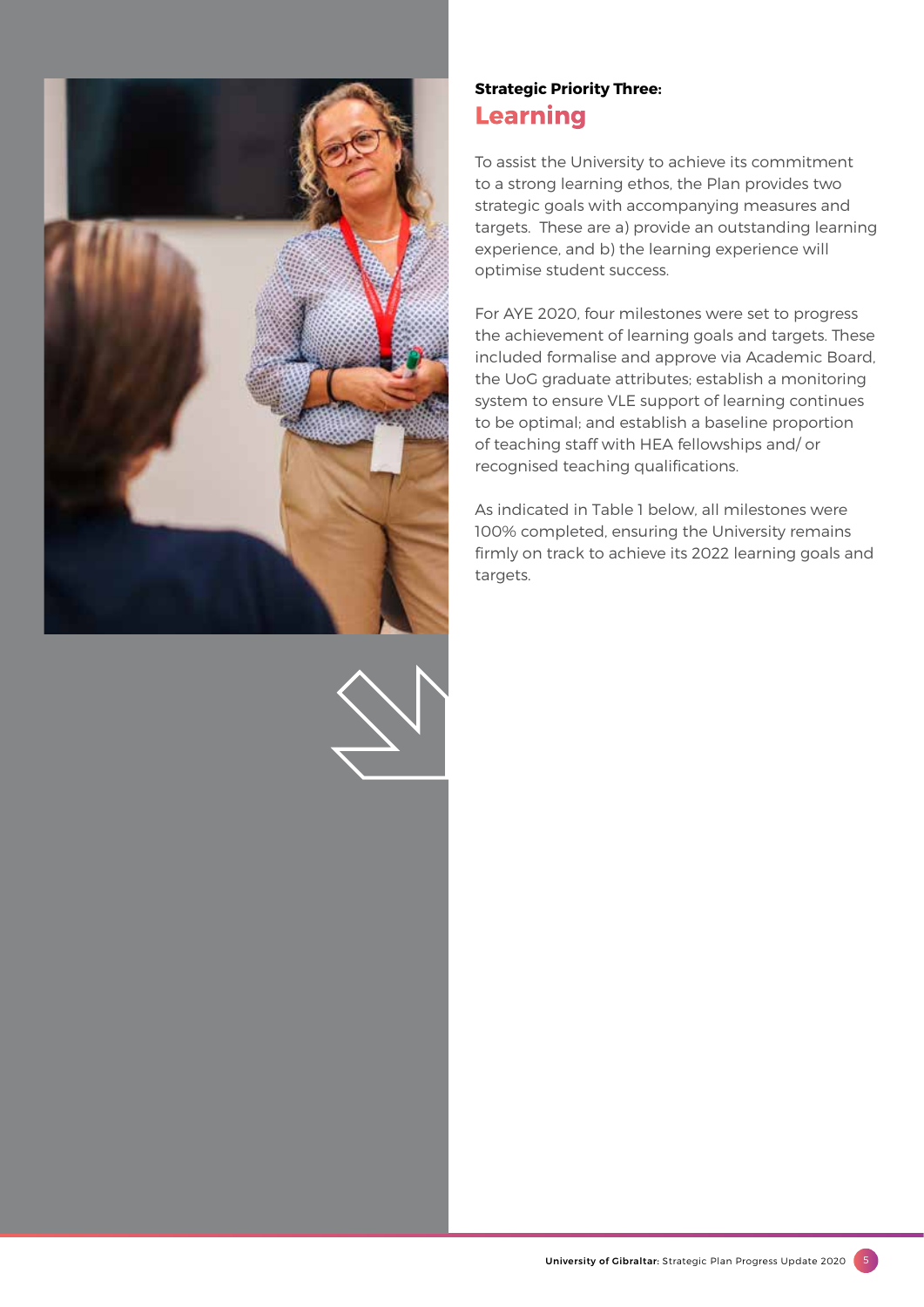**Strategic Priority Three:**

## Learning

To assist the University to achieve its commitment to a strong learning ethos, the Plan provides two strategic goals with accompanying measures and targets. These are a) provide an outstanding learning experience, and b) the learning experience will optimise student success.

For AYE 2020, four milestones were set to progress the achievement of learning goals and targets. These included formalise and approve via Academic Board, the UoG graduate attributes; establish a monitoring system to ensure VLE support of learning continues to be optimal; and establish a baseline proportion of teaching staff with HEA fellowships and/ or recognised teaching qualifications.

As indicated in Table 1 below, all milestones were 100% completed, ensuring the University remains firmly on track to achieve its 2022 learning goals and targets.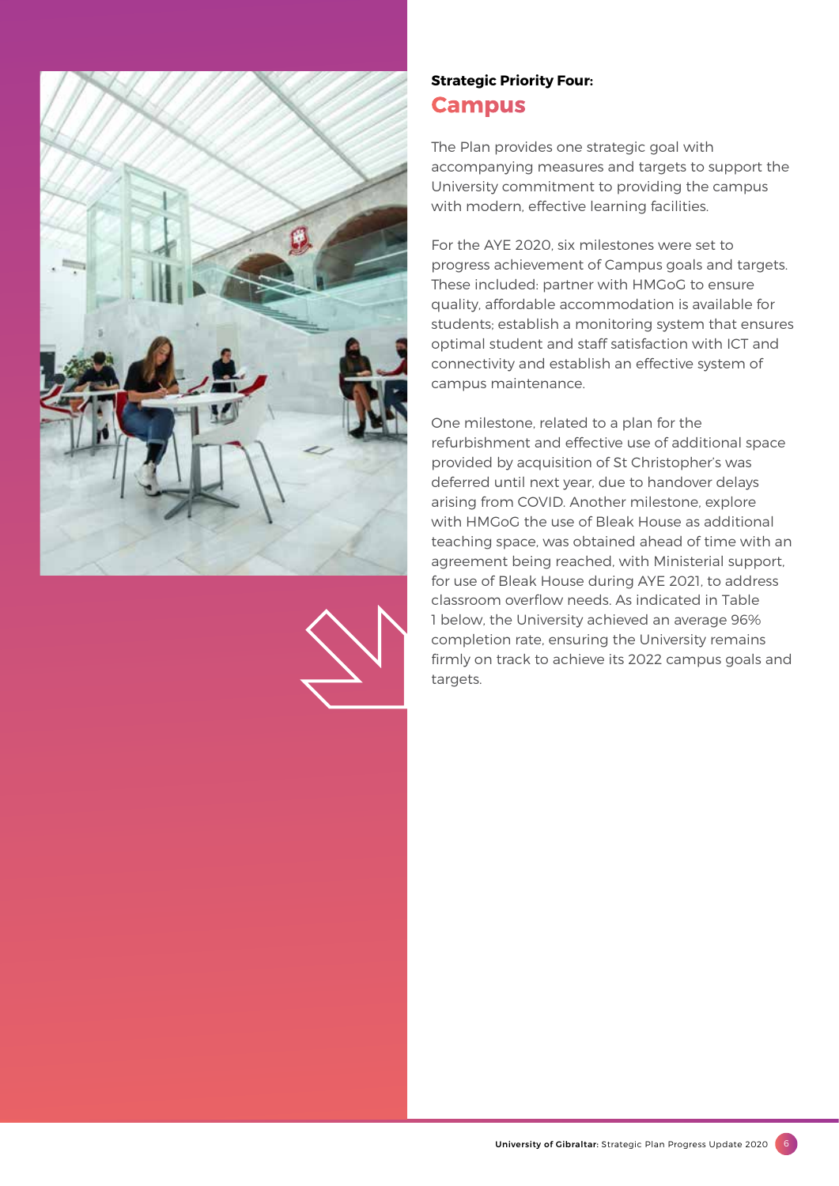**Strategic Priority Four:**

## Campus

The Plan provides one strategic goal with accompanying measures and targets to support the University commitment to providing the campus with modern, effective learning facilities.

For the AYE 2020, six milestones were set to progress achievement of Campus goals and targets. These included: partner with HMGoG to ensure quality, affordable accommodation is available for students; establish a monitoring system that ensures optimal student and staff satisfaction with ICT and connectivity and establish an effective system of campus maintenance.

One milestone, related to a plan for the refurbishment and effective use of additional space provided by acquisition of St Christopher's was deferred until next year, due to handover delays arising from COVID. Another milestone, explore with HMGoG the use of Bleak House as additional teaching space, was obtained ahead of time with an agreement being reached, with Ministerial support, for use of Bleak House during AYE 2021, to address classroom overflow needs. As indicated in Table 1 below, the University achieved an average 96% completion rate, ensuring the University remains firmly on track to achieve its 2022 campus goals and targets.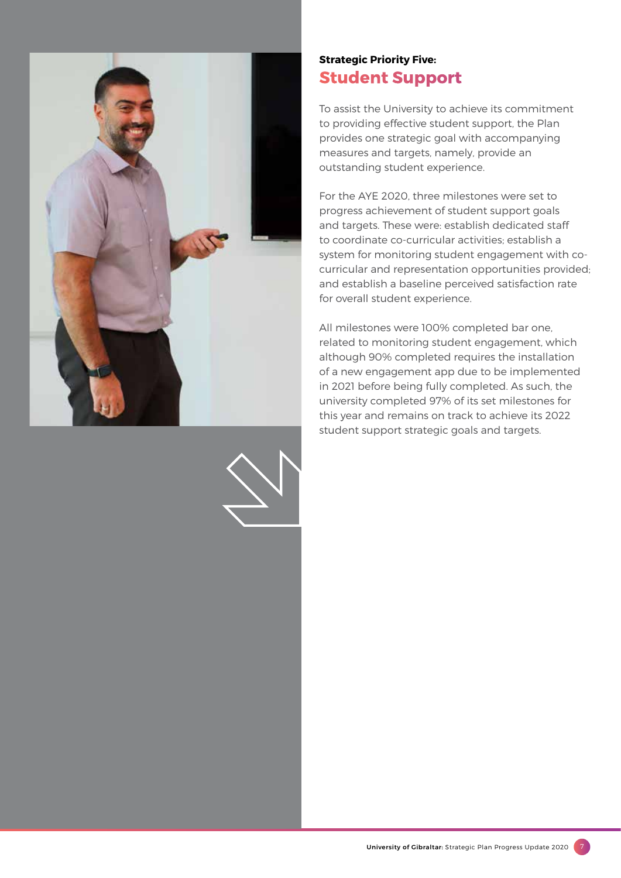**Strategic Priority Five:**

## Student Support

To assist the University to achieve its commitment to providing effective student support, the Plan provides one strategic goal with accompanying measures and targets, namely, provide an outstanding student experience.

For the AYE 2020, three milestones were set to progress achievement of student support goals and targets. These were: establish dedicated staff to coordinate co-curricular activities; establish a system for monitoring student engagement with co-curricular and representation opportunities provided; and establish a baseline perceived satisfaction rate for overall student experience.

All milestones were 100% completed bar one, related to monitoring student engagement, which although 90% completed requires the installation of a new engagement app due to be implemented in 2021 before being fully completed. As such, the university completed 97% of its set milestones for this year and remains on track to achieve its 2022 student support strategic goals and targets.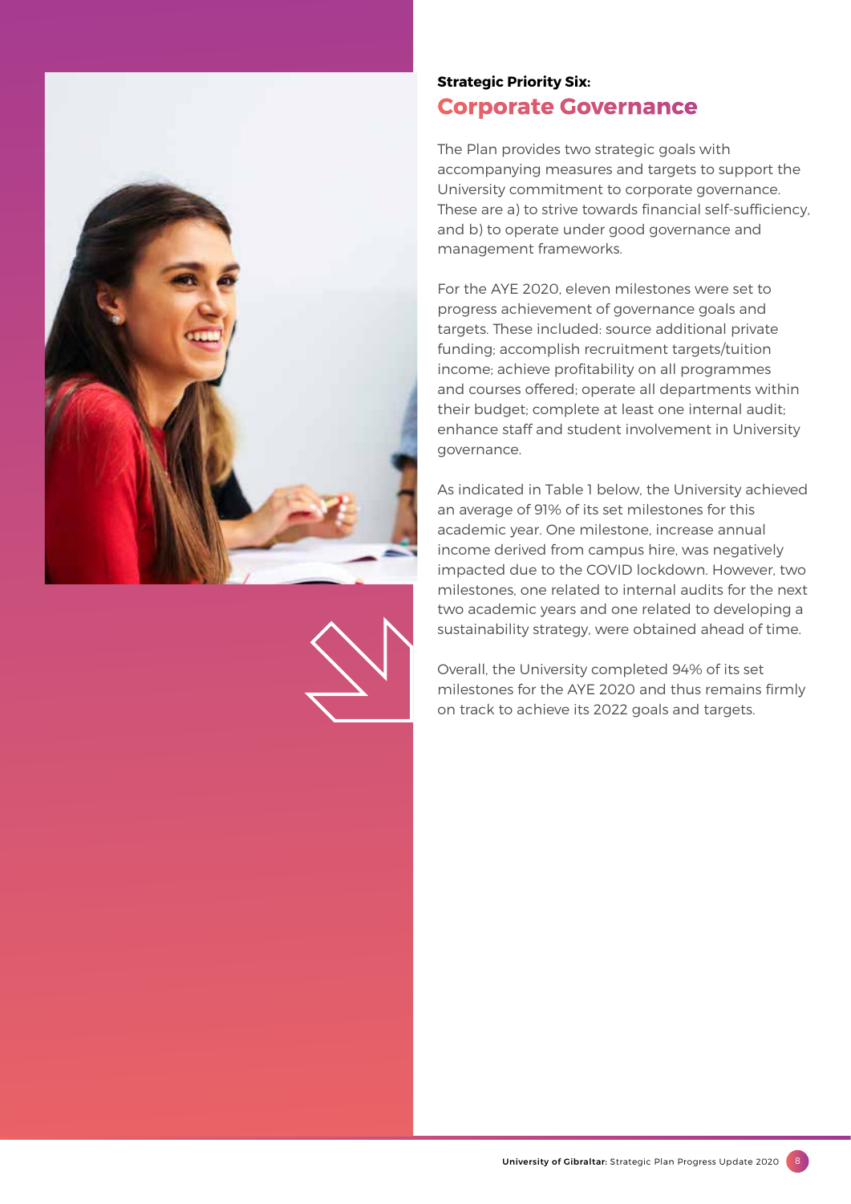**Strategic Priority Six:**

## Corporate Governance

The Plan provides two strategic goals with accompanying measures and targets to support the University commitment to corporate governance. These are a) to strive towards financial self-sufficiency, and b) to operate under good governance and management frameworks.

For the AYE 2020, eleven milestones were set to progress achievement of governance goals and targets. These included: source additional private funding; accomplish recruitment targets/tuition income; achieve profitability on all programmes and courses offered; operate all departments within their budget; complete at least one internal audit; enhance staff and student involvement in University governance.

As indicated in Table 1 below, the University achieved an average of 91% of its set milestones for this academic year. One milestone, increase annual income derived from campus hire, was negatively impacted due to the COVID lockdown. However, two milestones, one related to internal audits for the next two academic years and one related to developing a sustainability strategy, were obtained ahead of time.

Overall, the University completed 94% of its set milestones for the AYE 2020 and thus remains firmly on track to achieve its 2022 goals and targets.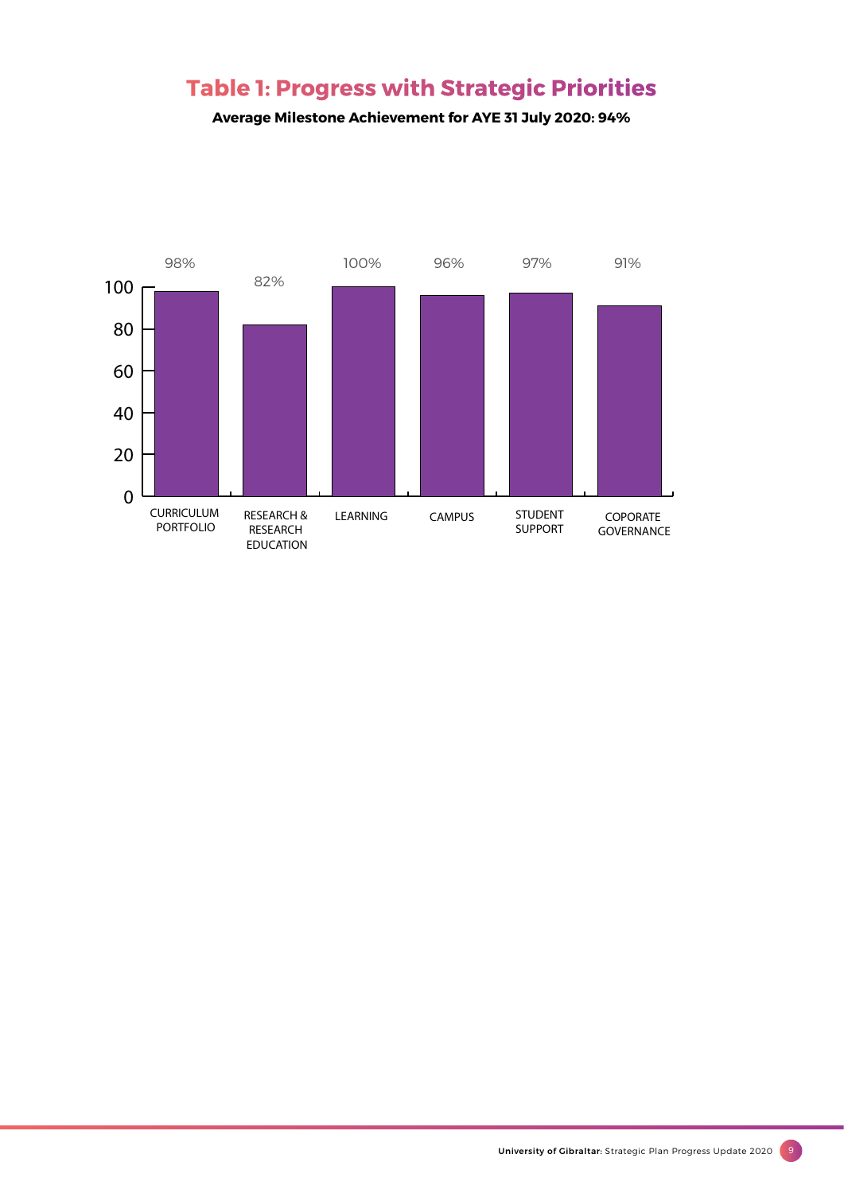# Table 1: Progress with Strategic Priorities

**Average Milestone Achievement for AYE 31 July 2020: 94%**

| Strategic Priority | Milestone Achievement |
| --- | --- |
| CURRICULUM PORTFOLIO | 98% |
| RESEARCH & RESEARCH EDUCATION | 82% |
| LEARNING | 100% |
| CAMPUS | 96% |
| STUDENT SUPPORT | 97% |
| COPORATE GOVERNANCE | 91% |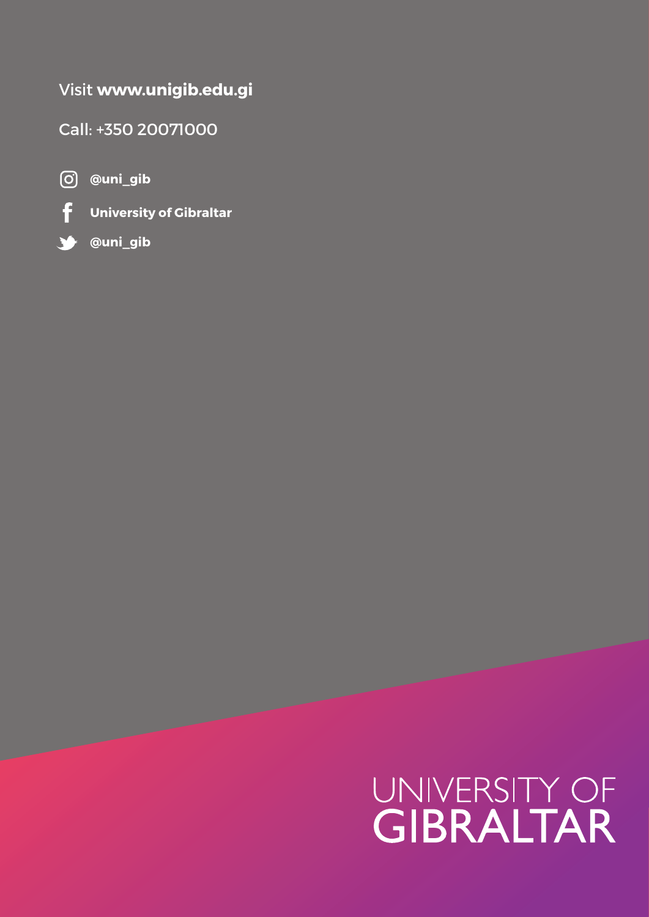Visit **www.unigib.edu.gi**

Call: +350 20071000

**@uni_gib**

**University of Gibraltar**

**@uni_gib**

UNIVERSITY OF
GIBRALTAR